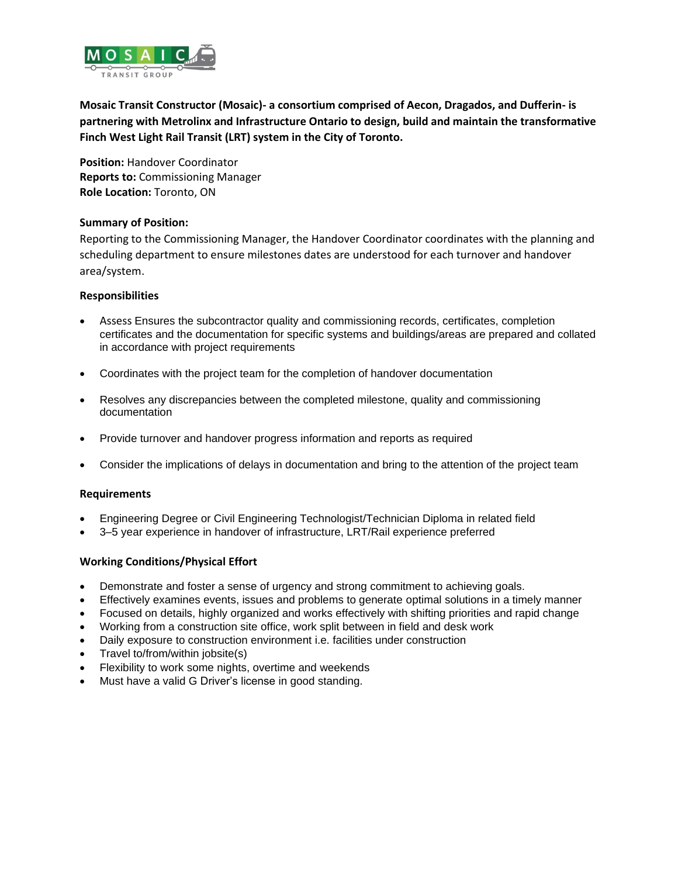**Mosaic Transit Constructor (Mosaic)- a consortium comprised of Aecon, Dragados, and Dufferin- is partnering with Metrolinx and Infrastructure Ontario to design, build and maintain the transformative Finch West Light Rail Transit (LRT) system in the City of Toronto.**

**Position:** Handover Coordinator
**Reports to:** Commissioning Manager
**Role Location:** Toronto, ON

**Summary of Position:**

Reporting to the Commissioning Manager, the Handover Coordinator coordinates with the planning and scheduling department to ensure milestones dates are understood for each turnover and handover area/system.

**Responsibilities**

- Assess Ensures the subcontractor quality and commissioning records, certificates, completion certificates and the documentation for specific systems and buildings/areas are prepared and collated in accordance with project requirements
- Coordinates with the project team for the completion of handover documentation
- Resolves any discrepancies between the completed milestone, quality and commissioning documentation
- Provide turnover and handover progress information and reports as required
- Consider the implications of delays in documentation and bring to the attention of the project team

**Requirements**

- Engineering Degree or Civil Engineering Technologist/Technician Diploma in related field
- 3–5 year experience in handover of infrastructure, LRT/Rail experience preferred

**Working Conditions/Physical Effort**

- Demonstrate and foster a sense of urgency and strong commitment to achieving goals.
- Effectively examines events, issues and problems to generate optimal solutions in a timely manner
- Focused on details, highly organized and works effectively with shifting priorities and rapid change
- Working from a construction site office, work split between in field and desk work
- Daily exposure to construction environment i.e. facilities under construction
- Travel to/from/within jobsite(s)
- Flexibility to work some nights, overtime and weekends
- Must have a valid G Driver's license in good standing.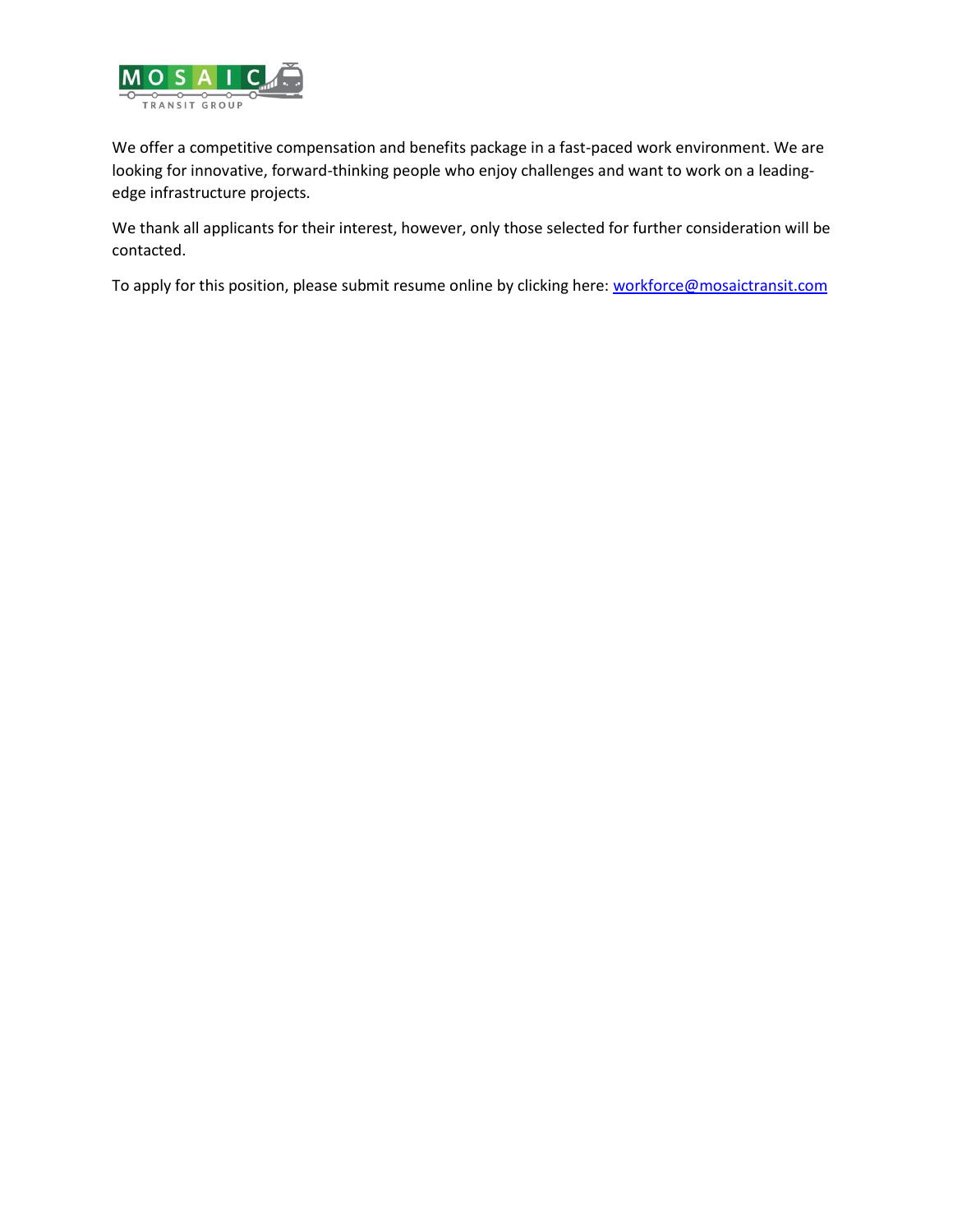We offer a competitive compensation and benefits package in a fast-paced work environment. We are looking for innovative, forward-thinking people who enjoy challenges and want to work on a leading-edge infrastructure projects.

We thank all applicants for their interest, however, only those selected for further consideration will be contacted.

To apply for this position, please submit resume online by clicking here: [workforce@mosaictransit.com](mailto:workforce@mosaictransit.com)